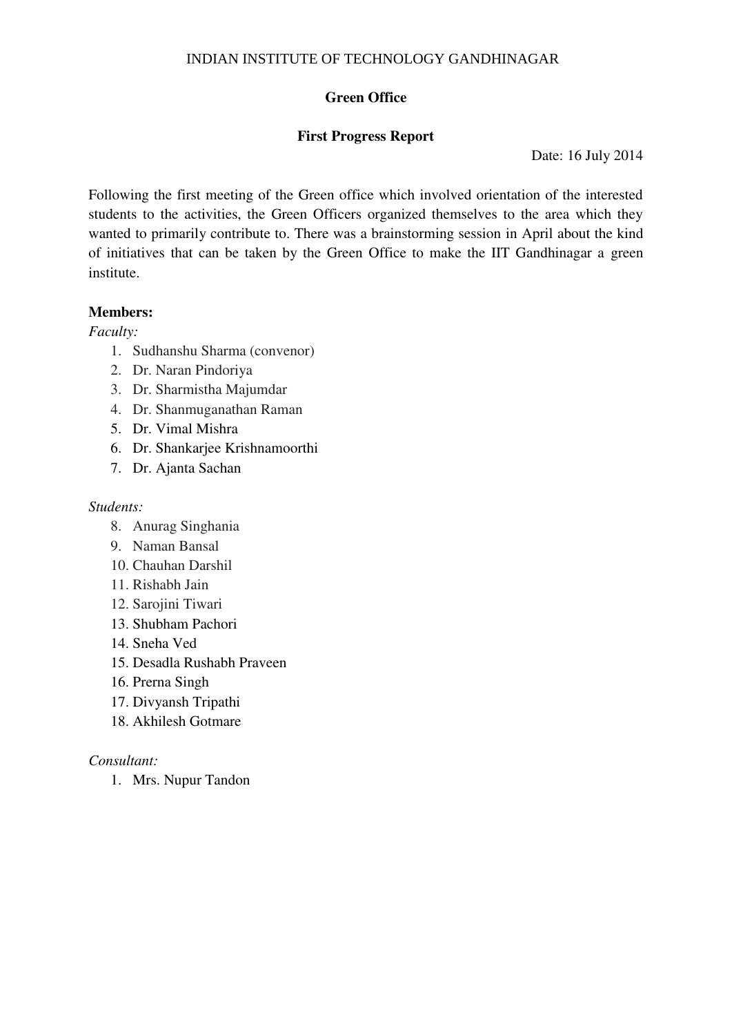INDIAN INSTITUTE OF TECHNOLOGY GANDHINAGAR

# Green Office

## First Progress Report

Date: 16 July 2014

Following the first meeting of the Green office which involved orientation of the interested students to the activities, the Green Officers organized themselves to the area which they wanted to primarily contribute to. There was a brainstorming session in April about the kind of initiatives that can be taken by the Green Office to make the IIT Gandhinagar a green institute.

**Members:**

*Faculty:*

1. Sudhanshu Sharma (convenor)
2. Dr. Naran Pindoriya
3. Dr. Sharmistha Majumdar
4. Dr. Shanmuganathan Raman
5. Dr. Vimal Mishra
6. Dr. Shankarjee Krishnamoorthi
7. Dr. Ajanta Sachan

*Students:*

8. Anurag Singhania
9. Naman Bansal
10. Chauhan Darshil
11. Rishabh Jain
12. Sarojini Tiwari
13. Shubham Pachori
14. Sneha Ved
15. Desadla Rushabh Praveen
16. Prerna Singh
17. Divyansh Tripathi
18. Akhilesh Gotmare

*Consultant:*

1. Mrs. Nupur Tandon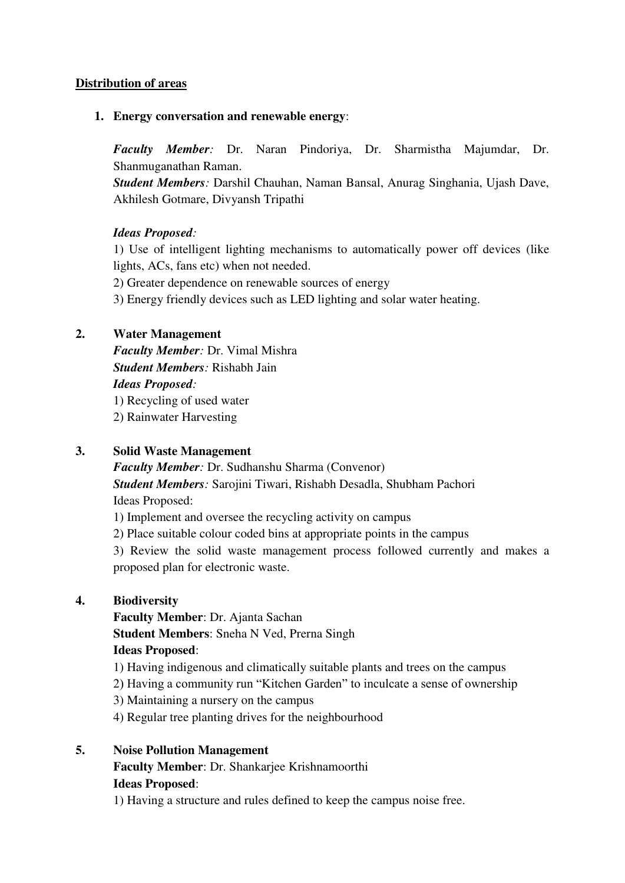**<u>Distribution of areas</u>**

1. **Energy conversation and renewable energy**:

   ***Faculty Member:*** Dr. Naran Pindoriya, Dr. Sharmistha Majumdar, Dr. Shanmuganathan Raman.
   ***Student Members:*** Darshil Chauhan, Naman Bansal, Anurag Singhania, Ujash Dave, Akhilesh Gotmare, Divyansh Tripathi

   ***Ideas Proposed:***
   1) Use of intelligent lighting mechanisms to automatically power off devices (like lights, ACs, fans etc) when not needed.
   2) Greater dependence on renewable sources of energy
   3) Energy friendly devices such as LED lighting and solar water heating.

2. **Water Management**
   ***Faculty Member:*** Dr. Vimal Mishra
   ***Student Members:*** Rishabh Jain
   ***Ideas Proposed:***
   1) Recycling of used water
   2) Rainwater Harvesting

3. **Solid Waste Management**
   ***Faculty Member:*** Dr. Sudhanshu Sharma (Convenor)
   ***Student Members:*** Sarojini Tiwari, Rishabh Desadla, Shubham Pachori
   Ideas Proposed:
   1) Implement and oversee the recycling activity on campus
   2) Place suitable colour coded bins at appropriate points in the campus
   3) Review the solid waste management process followed currently and makes a proposed plan for electronic waste.

4. **Biodiversity**
   **Faculty Member**: Dr. Ajanta Sachan
   **Student Members**: Sneha N Ved, Prerna Singh
   **Ideas Proposed**:
   1) Having indigenous and climatically suitable plants and trees on the campus
   2) Having a community run "Kitchen Garden" to inculcate a sense of ownership
   3) Maintaining a nursery on the campus
   4) Regular tree planting drives for the neighbourhood

5. **Noise Pollution Management**
   **Faculty Member**: Dr. Shankarjee Krishnamoorthi
   **Ideas Proposed**:
   1) Having a structure and rules defined to keep the campus noise free.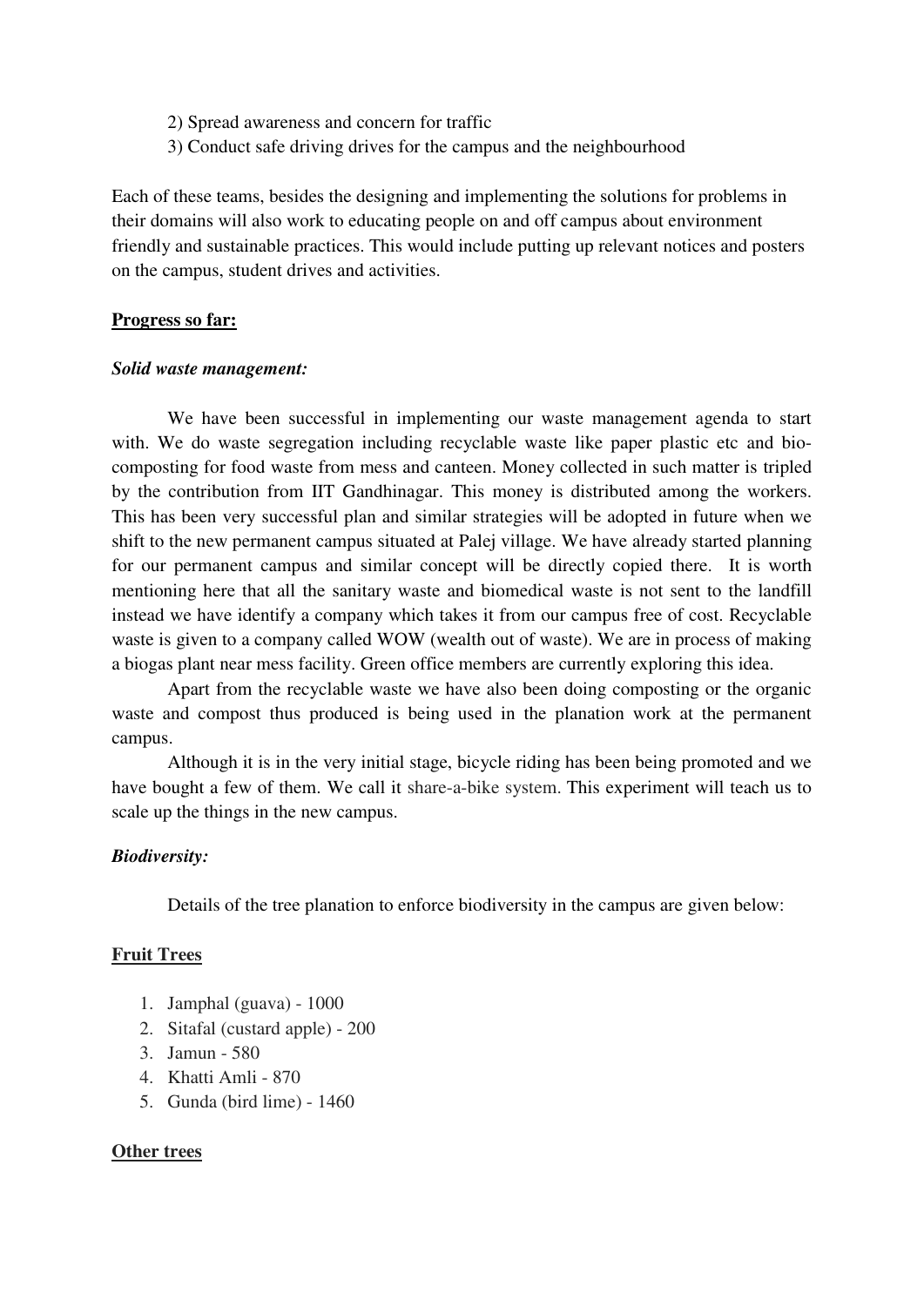2) Spread awareness and concern for traffic
3) Conduct safe driving drives for the campus and the neighbourhood

Each of these teams, besides the designing and implementing the solutions for problems in their domains will also work to educating people on and off campus about environment friendly and sustainable practices. This would include putting up relevant notices and posters on the campus, student drives and activities.

**Progress so far:**

***Solid waste management:***

We have been successful in implementing our waste management agenda to start with. We do waste segregation including recyclable waste like paper plastic etc and bio-composting for food waste from mess and canteen. Money collected in such matter is tripled by the contribution from IIT Gandhinagar. This money is distributed among the workers. This has been very successful plan and similar strategies will be adopted in future when we shift to the new permanent campus situated at Palej village. We have already started planning for our permanent campus and similar concept will be directly copied there. It is worth mentioning here that all the sanitary waste and biomedical waste is not sent to the landfill instead we have identify a company which takes it from our campus free of cost. Recyclable waste is given to a company called WOW (wealth out of waste). We are in process of making a biogas plant near mess facility. Green office members are currently exploring this idea.

Apart from the recyclable waste we have also been doing composting or the organic waste and compost thus produced is being used in the planation work at the permanent campus.

Although it is in the very initial stage, bicycle riding has been being promoted and we have bought a few of them. We call it share-a-bike system. This experiment will teach us to scale up the things in the new campus.

***Biodiversity:***

Details of the tree planation to enforce biodiversity in the campus are given below:

**Fruit Trees**

1. Jamphal (guava) - 1000
2. Sitafal (custard apple) - 200
3. Jamun - 580
4. Khatti Amli - 870
5. Gunda (bird lime) - 1460

**Other trees**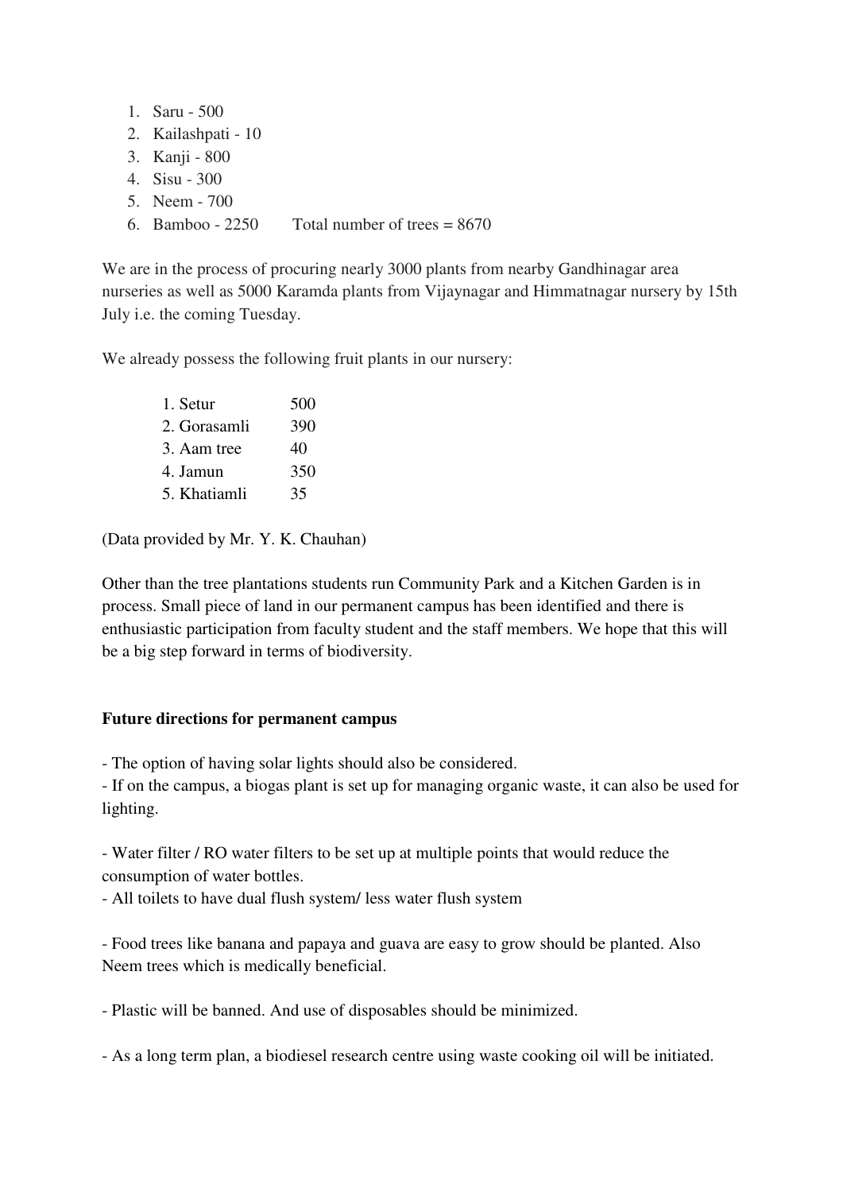1. Saru - 500
2. Kailashpati - 10
3. Kanji - 800
4. Sisu - 300
5. Neem - 700
6. Bamboo - 2250    Total number of trees = 8670

We are in the process of procuring nearly 3000 plants from nearby Gandhinagar area nurseries as well as 5000 Karamda plants from Vijaynagar and Himmatnagar nursery by 15th July i.e. the coming Tuesday.

We already possess the following fruit plants in our nursery:

| | |
|---|---|
| 1. Setur | 500 |
| 2. Gorasamli | 390 |
| 3. Aam tree | 40 |
| 4. Jamun | 350 |
| 5. Khatiamli | 35 |

(Data provided by Mr. Y. K. Chauhan)

Other than the tree plantations students run Community Park and a Kitchen Garden is in process. Small piece of land in our permanent campus has been identified and there is enthusiastic participation from faculty student and the staff members. We hope that this will be a big step forward in terms of biodiversity.

**Future directions for permanent campus**

- The option of having solar lights should also be considered.
- If on the campus, a biogas plant is set up for managing organic waste, it can also be used for lighting.

- Water filter / RO water filters to be set up at multiple points that would reduce the consumption of water bottles.
- All toilets to have dual flush system/ less water flush system

- Food trees like banana and papaya and guava are easy to grow should be planted. Also Neem trees which is medically beneficial.

- Plastic will be banned. And use of disposables should be minimized.

- As a long term plan, a biodiesel research centre using waste cooking oil will be initiated.